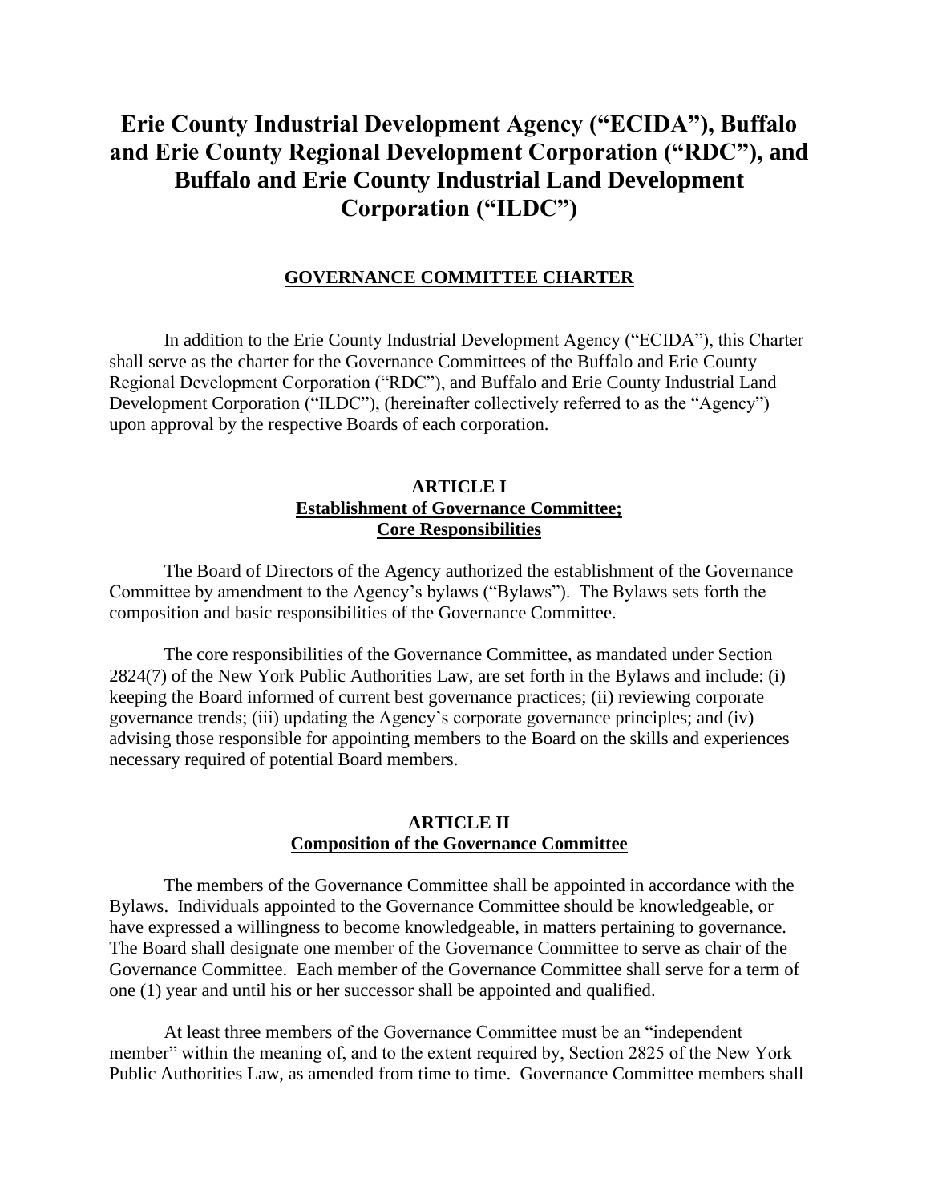# Erie County Industrial Development Agency ("ECIDA"), Buffalo and Erie County Regional Development Corporation ("RDC"), and Buffalo and Erie County Industrial Land Development Corporation ("ILDC")

## GOVERNANCE COMMITTEE CHARTER

In addition to the Erie County Industrial Development Agency ("ECIDA"), this Charter shall serve as the charter for the Governance Committees of the Buffalo and Erie County Regional Development Corporation ("RDC"), and Buffalo and Erie County Industrial Land Development Corporation ("ILDC"), (hereinafter collectively referred to as the "Agency") upon approval by the respective Boards of each corporation.

### ARTICLE I
### Establishment of Governance Committee; Core Responsibilities

The Board of Directors of the Agency authorized the establishment of the Governance Committee by amendment to the Agency's bylaws ("Bylaws"). The Bylaws sets forth the composition and basic responsibilities of the Governance Committee.

The core responsibilities of the Governance Committee, as mandated under Section 2824(7) of the New York Public Authorities Law, are set forth in the Bylaws and include: (i) keeping the Board informed of current best governance practices; (ii) reviewing corporate governance trends; (iii) updating the Agency's corporate governance principles; and (iv) advising those responsible for appointing members to the Board on the skills and experiences necessary required of potential Board members.

### ARTICLE II
### Composition of the Governance Committee

The members of the Governance Committee shall be appointed in accordance with the Bylaws. Individuals appointed to the Governance Committee should be knowledgeable, or have expressed a willingness to become knowledgeable, in matters pertaining to governance. The Board shall designate one member of the Governance Committee to serve as chair of the Governance Committee. Each member of the Governance Committee shall serve for a term of one (1) year and until his or her successor shall be appointed and qualified.

At least three members of the Governance Committee must be an "independent member" within the meaning of, and to the extent required by, Section 2825 of the New York Public Authorities Law, as amended from time to time. Governance Committee members shall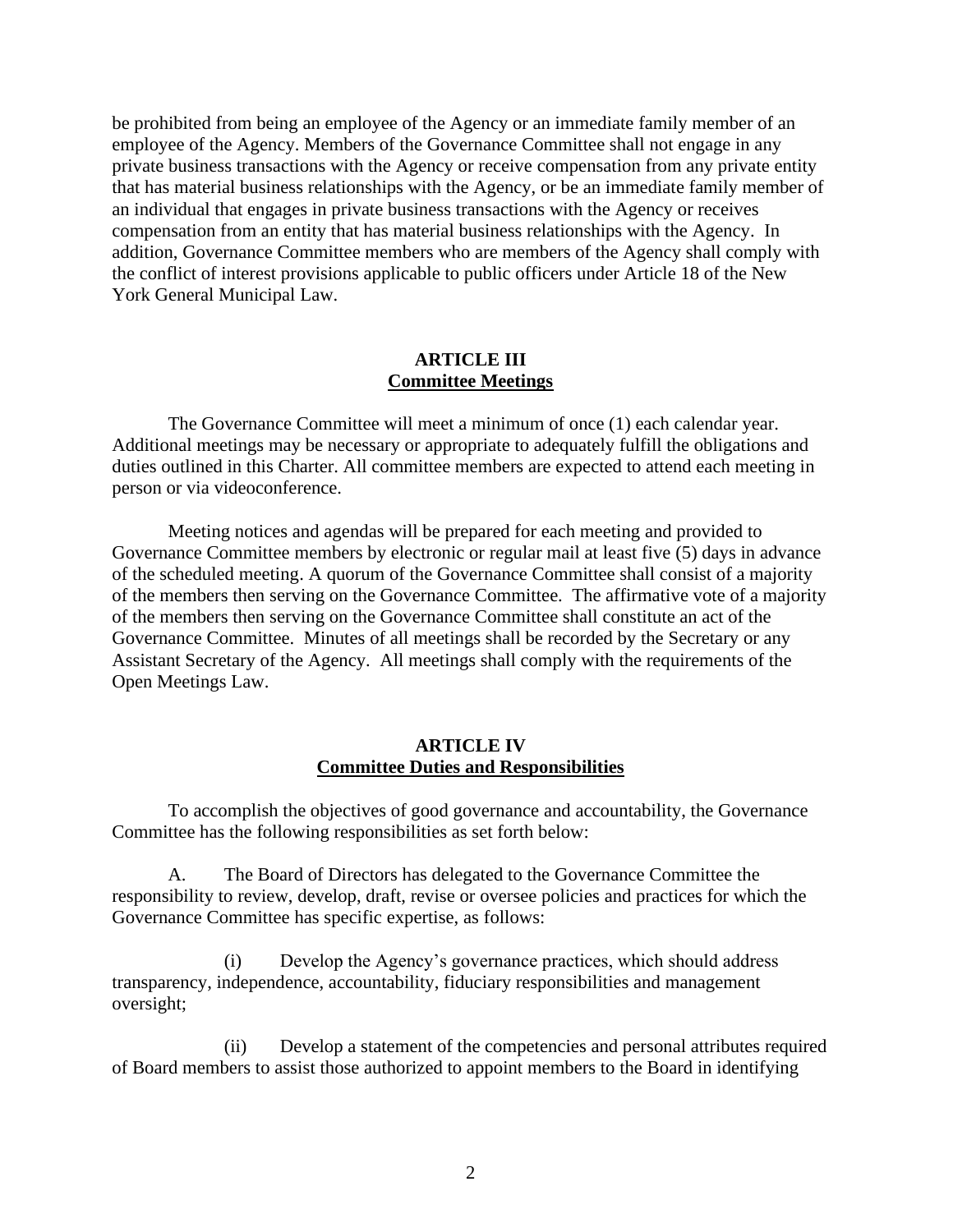be prohibited from being an employee of the Agency or an immediate family member of an employee of the Agency. Members of the Governance Committee shall not engage in any private business transactions with the Agency or receive compensation from any private entity that has material business relationships with the Agency, or be an immediate family member of an individual that engages in private business transactions with the Agency or receives compensation from an entity that has material business relationships with the Agency. In addition, Governance Committee members who are members of the Agency shall comply with the conflict of interest provisions applicable to public officers under Article 18 of the New York General Municipal Law.

## ARTICLE III
## Committee Meetings

The Governance Committee will meet a minimum of once (1) each calendar year. Additional meetings may be necessary or appropriate to adequately fulfill the obligations and duties outlined in this Charter. All committee members are expected to attend each meeting in person or via videoconference.

Meeting notices and agendas will be prepared for each meeting and provided to Governance Committee members by electronic or regular mail at least five (5) days in advance of the scheduled meeting. A quorum of the Governance Committee shall consist of a majority of the members then serving on the Governance Committee. The affirmative vote of a majority of the members then serving on the Governance Committee shall constitute an act of the Governance Committee. Minutes of all meetings shall be recorded by the Secretary or any Assistant Secretary of the Agency. All meetings shall comply with the requirements of the Open Meetings Law.

## ARTICLE IV
## Committee Duties and Responsibilities

To accomplish the objectives of good governance and accountability, the Governance Committee has the following responsibilities as set forth below:

A. The Board of Directors has delegated to the Governance Committee the responsibility to review, develop, draft, revise or oversee policies and practices for which the Governance Committee has specific expertise, as follows:

(i) Develop the Agency's governance practices, which should address transparency, independence, accountability, fiduciary responsibilities and management oversight;

(ii) Develop a statement of the competencies and personal attributes required of Board members to assist those authorized to appoint members to the Board in identifying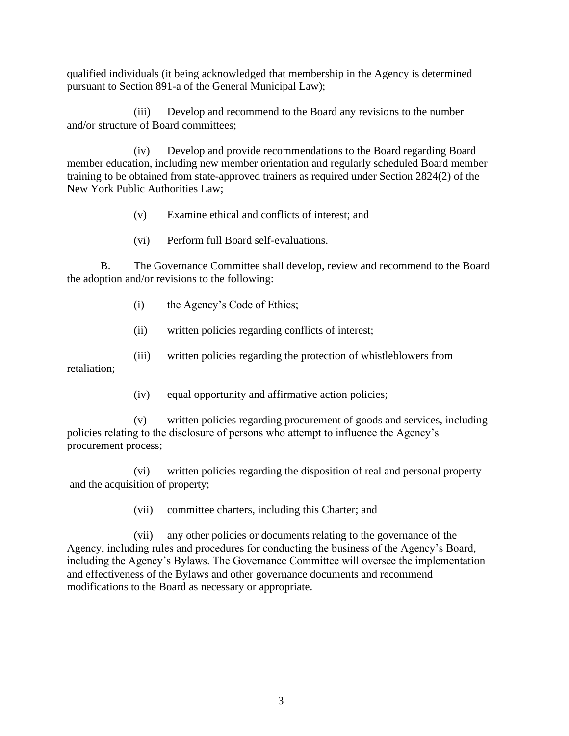qualified individuals (it being acknowledged that membership in the Agency is determined pursuant to Section 891-a of the General Municipal Law);

(iii) Develop and recommend to the Board any revisions to the number and/or structure of Board committees;

(iv) Develop and provide recommendations to the Board regarding Board member education, including new member orientation and regularly scheduled Board member training to be obtained from state-approved trainers as required under Section 2824(2) of the New York Public Authorities Law;

(v) Examine ethical and conflicts of interest; and

(vi) Perform full Board self-evaluations.

B. The Governance Committee shall develop, review and recommend to the Board the adoption and/or revisions to the following:

(i) the Agency's Code of Ethics;

(ii) written policies regarding conflicts of interest;

(iii) written policies regarding the protection of whistleblowers from retaliation;

(iv) equal opportunity and affirmative action policies;

(v) written policies regarding procurement of goods and services, including policies relating to the disclosure of persons who attempt to influence the Agency's procurement process;

(vi) written policies regarding the disposition of real and personal property and the acquisition of property;

(vii) committee charters, including this Charter; and

(vii) any other policies or documents relating to the governance of the Agency, including rules and procedures for conducting the business of the Agency's Board, including the Agency's Bylaws. The Governance Committee will oversee the implementation and effectiveness of the Bylaws and other governance documents and recommend modifications to the Board as necessary or appropriate.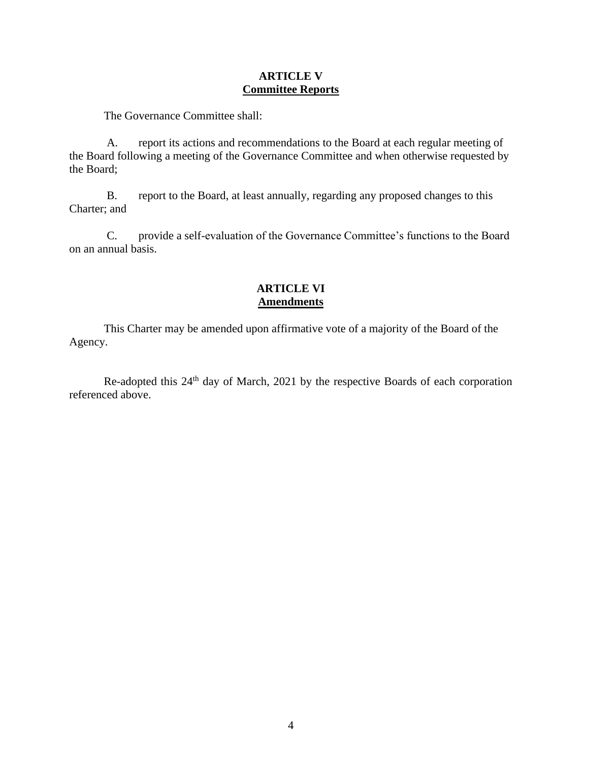## ARTICLE V
## Committee Reports

The Governance Committee shall:

A. report its actions and recommendations to the Board at each regular meeting of the Board following a meeting of the Governance Committee and when otherwise requested by the Board;

B. report to the Board, at least annually, regarding any proposed changes to this Charter; and

C. provide a self-evaluation of the Governance Committee's functions to the Board on an annual basis.

## ARTICLE VI
## Amendments

This Charter may be amended upon affirmative vote of a majority of the Board of the Agency.

Re-adopted this 24th day of March, 2021 by the respective Boards of each corporation referenced above.